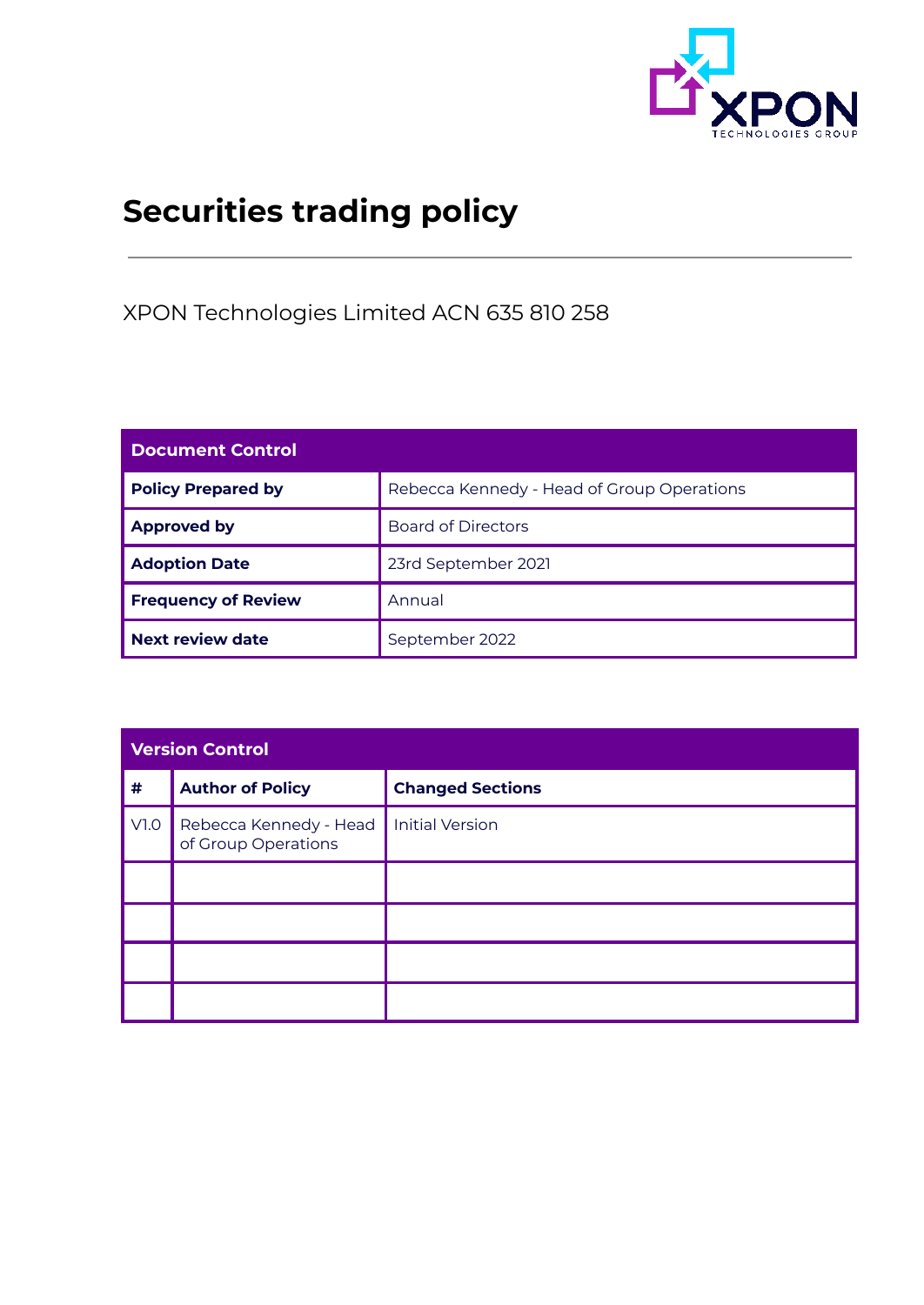# Securities trading policy

XPON Technologies Limited ACN 635 810 258

| Document Control | |
|---|---|
| **Policy Prepared by** | Rebecca Kennedy - Head of Group Operations |
| **Approved by** | Board of Directors |
| **Adoption Date** | 23rd September 2021 |
| **Frequency of Review** | Annual |
| **Next review date** | September 2022 |

| Version Control | | |
|---|---|---|
| **#** | **Author of Policy** | **Changed Sections** |
| V1.0 | Rebecca Kennedy - Head of Group Operations | Initial Version |
| | | |
| | | |
| | | |
| | | |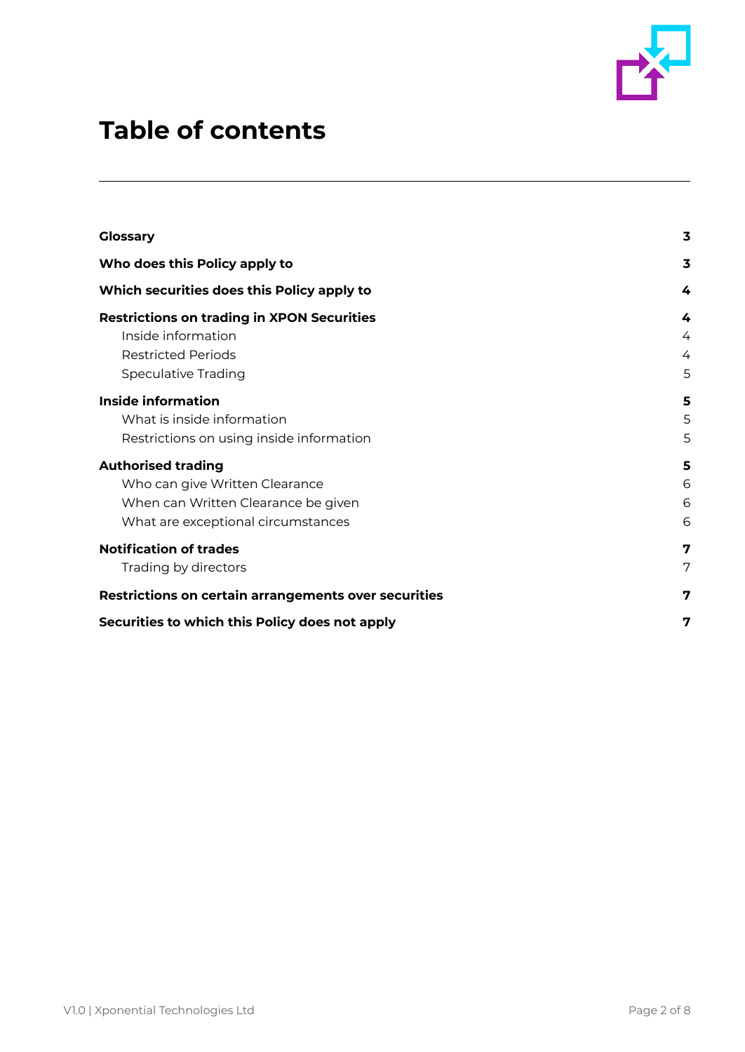# Table of contents

| | |
|---|---|
| **Glossary** | **3** |
| **Who does this Policy apply to** | **3** |
| **Which securities does this Policy apply to** | **4** |
| **Restrictions on trading in XPON Securities** | **4** |
| Inside information | 4 |
| Restricted Periods | 4 |
| Speculative Trading | 5 |
| **Inside information** | **5** |
| What is inside information | 5 |
| Restrictions on using inside information | 5 |
| **Authorised trading** | **5** |
| Who can give Written Clearance | 6 |
| When can Written Clearance be given | 6 |
| What are exceptional circumstances | 6 |
| **Notification of trades** | **7** |
| Trading by directors | 7 |
| **Restrictions on certain arrangements over securities** | **7** |
| **Securities to which this Policy does not apply** | **7** |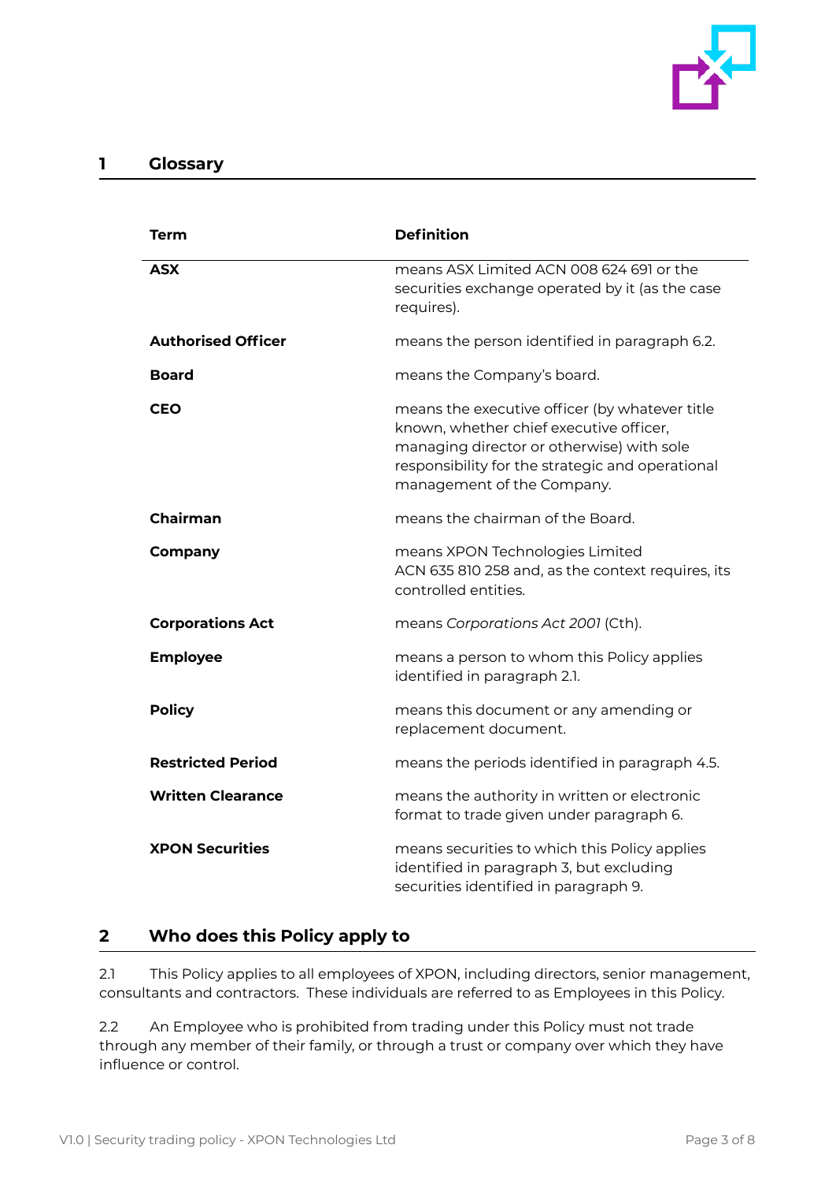# 1 Glossary

| Term | Definition |
|---|---|
| **ASX** | means ASX Limited ACN 008 624 691 or the securities exchange operated by it (as the case requires). |
| **Authorised Officer** | means the person identified in paragraph 6.2. |
| **Board** | means the Company's board. |
| **CEO** | means the executive officer (by whatever title known, whether chief executive officer, managing director or otherwise) with sole responsibility for the strategic and operational management of the Company. |
| **Chairman** | means the chairman of the Board. |
| **Company** | means XPON Technologies Limited ACN 635 810 258 and, as the context requires, its controlled entities. |
| **Corporations Act** | means *Corporations Act 2001* (Cth). |
| **Employee** | means a person to whom this Policy applies identified in paragraph 2.1. |
| **Policy** | means this document or any amending or replacement document. |
| **Restricted Period** | means the periods identified in paragraph 4.5. |
| **Written Clearance** | means the authority in written or electronic format to trade given under paragraph 6. |
| **XPON Securities** | means securities to which this Policy applies identified in paragraph 3, but excluding securities identified in paragraph 9. |

# 2 Who does this Policy apply to

2.1 This Policy applies to all employees of XPON, including directors, senior management, consultants and contractors. These individuals are referred to as Employees in this Policy.

2.2 An Employee who is prohibited from trading under this Policy must not trade through any member of their family, or through a trust or company over which they have influence or control.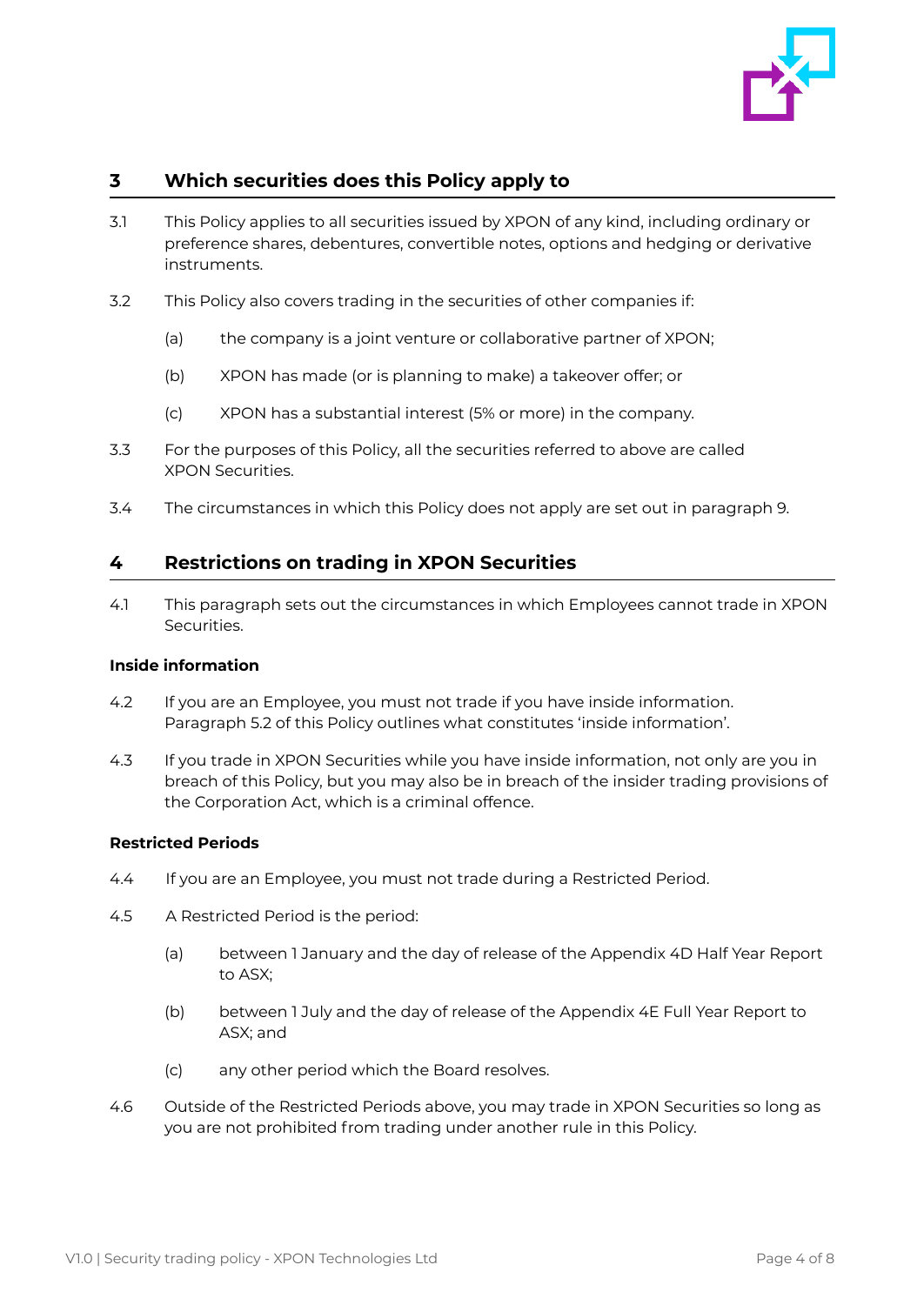## 3 Which securities does this Policy apply to

3.1 This Policy applies to all securities issued by XPON of any kind, including ordinary or preference shares, debentures, convertible notes, options and hedging or derivative instruments.

3.2 This Policy also covers trading in the securities of other companies if:

(a) the company is a joint venture or collaborative partner of XPON;

(b) XPON has made (or is planning to make) a takeover offer; or

(c) XPON has a substantial interest (5% or more) in the company.

3.3 For the purposes of this Policy, all the securities referred to above are called XPON Securities.

3.4 The circumstances in which this Policy does not apply are set out in paragraph 9.

## 4 Restrictions on trading in XPON Securities

4.1 This paragraph sets out the circumstances in which Employees cannot trade in XPON Securities.

**Inside information**

4.2 If you are an Employee, you must not trade if you have inside information. Paragraph 5.2 of this Policy outlines what constitutes 'inside information'.

4.3 If you trade in XPON Securities while you have inside information, not only are you in breach of this Policy, but you may also be in breach of the insider trading provisions of the Corporation Act, which is a criminal offence.

**Restricted Periods**

4.4 If you are an Employee, you must not trade during a Restricted Period.

4.5 A Restricted Period is the period:

(a) between 1 January and the day of release of the Appendix 4D Half Year Report to ASX;

(b) between 1 July and the day of release of the Appendix 4E Full Year Report to ASX; and

(c) any other period which the Board resolves.

4.6 Outside of the Restricted Periods above, you may trade in XPON Securities so long as you are not prohibited from trading under another rule in this Policy.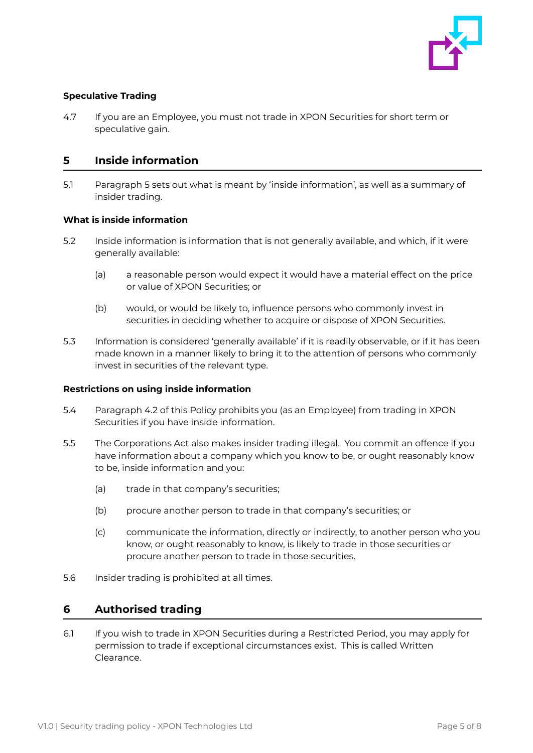### Speculative Trading

4.7 If you are an Employee, you must not trade in XPON Securities for short term or speculative gain.

## 5 Inside information

5.1 Paragraph 5 sets out what is meant by 'inside information', as well as a summary of insider trading.

### What is inside information

5.2 Inside information is information that is not generally available, and which, if it were generally available:

(a) a reasonable person would expect it would have a material effect on the price or value of XPON Securities; or

(b) would, or would be likely to, influence persons who commonly invest in securities in deciding whether to acquire or dispose of XPON Securities.

5.3 Information is considered 'generally available' if it is readily observable, or if it has been made known in a manner likely to bring it to the attention of persons who commonly invest in securities of the relevant type.

### Restrictions on using inside information

5.4 Paragraph 4.2 of this Policy prohibits you (as an Employee) from trading in XPON Securities if you have inside information.

5.5 The Corporations Act also makes insider trading illegal. You commit an offence if you have information about a company which you know to be, or ought reasonably know to be, inside information and you:

(a) trade in that company's securities;

(b) procure another person to trade in that company's securities; or

(c) communicate the information, directly or indirectly, to another person who you know, or ought reasonably to know, is likely to trade in those securities or procure another person to trade in those securities.

5.6 Insider trading is prohibited at all times.

## 6 Authorised trading

6.1 If you wish to trade in XPON Securities during a Restricted Period, you may apply for permission to trade if exceptional circumstances exist. This is called Written Clearance.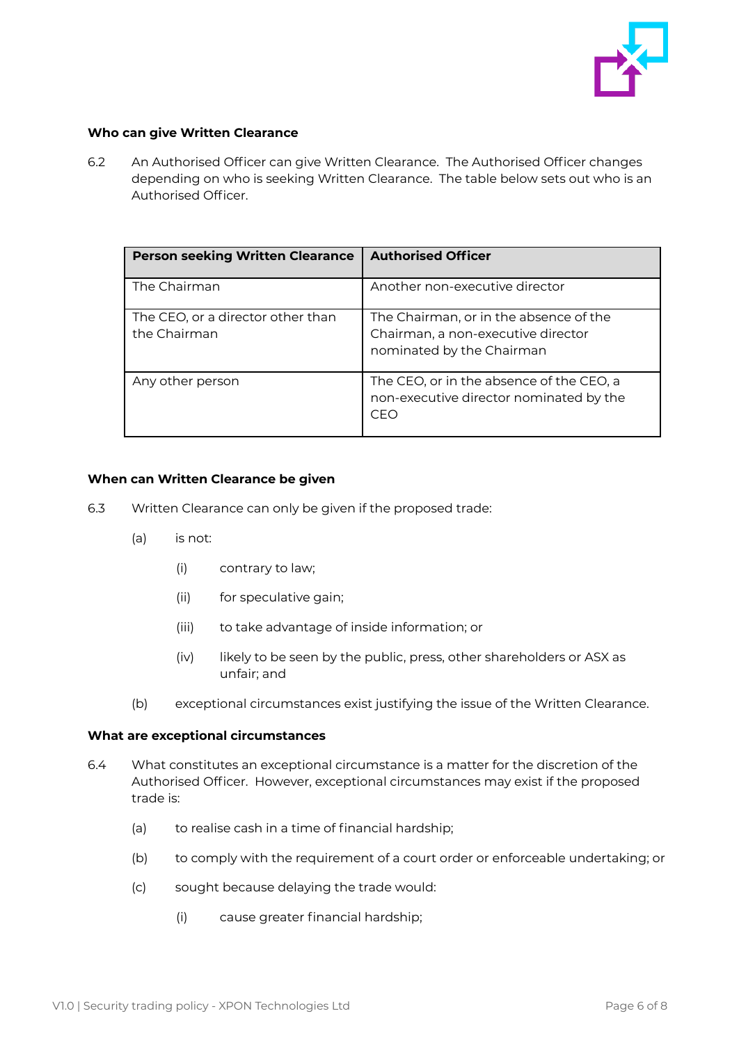### Who can give Written Clearance

6.2 An Authorised Officer can give Written Clearance. The Authorised Officer changes depending on who is seeking Written Clearance. The table below sets out who is an Authorised Officer.

| Person seeking Written Clearance | Authorised Officer |
| --- | --- |
| The Chairman | Another non-executive director |
| The CEO, or a director other than the Chairman | The Chairman, or in the absence of the Chairman, a non-executive director nominated by the Chairman |
| Any other person | The CEO, or in the absence of the CEO, a non-executive director nominated by the CEO |

### When can Written Clearance be given

6.3 Written Clearance can only be given if the proposed trade:

- (a) is not:
  - (i) contrary to law;
  - (ii) for speculative gain;
  - (iii) to take advantage of inside information; or
  - (iv) likely to be seen by the public, press, other shareholders or ASX as unfair; and
- (b) exceptional circumstances exist justifying the issue of the Written Clearance.

### What are exceptional circumstances

6.4 What constitutes an exceptional circumstance is a matter for the discretion of the Authorised Officer. However, exceptional circumstances may exist if the proposed trade is:

- (a) to realise cash in a time of financial hardship;
- (b) to comply with the requirement of a court order or enforceable undertaking; or
- (c) sought because delaying the trade would:
  - (i) cause greater financial hardship;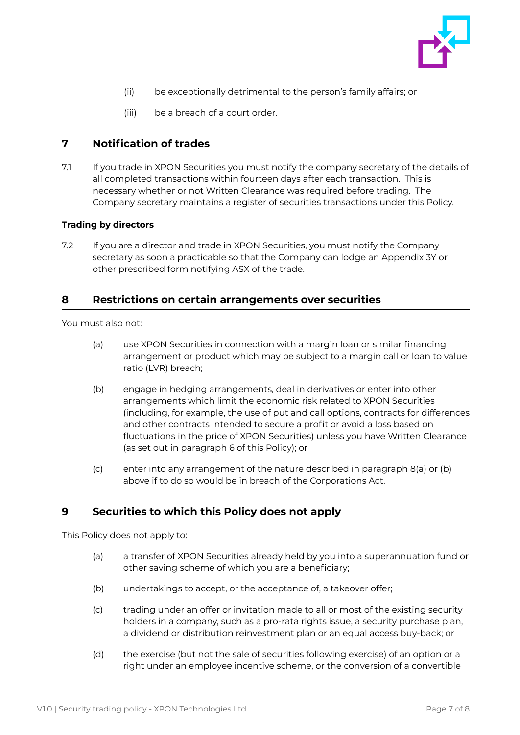(ii) be exceptionally detrimental to the person's family affairs; or

(iii) be a breach of a court order.

## 7 Notification of trades

7.1 If you trade in XPON Securities you must notify the company secretary of the details of all completed transactions within fourteen days after each transaction. This is necessary whether or not Written Clearance was required before trading. The Company secretary maintains a register of securities transactions under this Policy.

**Trading by directors**

7.2 If you are a director and trade in XPON Securities, you must notify the Company secretary as soon a practicable so that the Company can lodge an Appendix 3Y or other prescribed form notifying ASX of the trade.

## 8 Restrictions on certain arrangements over securities

You must also not:

(a) use XPON Securities in connection with a margin loan or similar financing arrangement or product which may be subject to a margin call or loan to value ratio (LVR) breach;

(b) engage in hedging arrangements, deal in derivatives or enter into other arrangements which limit the economic risk related to XPON Securities (including, for example, the use of put and call options, contracts for differences and other contracts intended to secure a profit or avoid a loss based on fluctuations in the price of XPON Securities) unless you have Written Clearance (as set out in paragraph 6 of this Policy); or

(c) enter into any arrangement of the nature described in paragraph 8(a) or (b) above if to do so would be in breach of the Corporations Act.

## 9 Securities to which this Policy does not apply

This Policy does not apply to:

(a) a transfer of XPON Securities already held by you into a superannuation fund or other saving scheme of which you are a beneficiary;

(b) undertakings to accept, or the acceptance of, a takeover offer;

(c) trading under an offer or invitation made to all or most of the existing security holders in a company, such as a pro-rata rights issue, a security purchase plan, a dividend or distribution reinvestment plan or an equal access buy-back; or

(d) the exercise (but not the sale of securities following exercise) of an option or a right under an employee incentive scheme, or the conversion of a convertible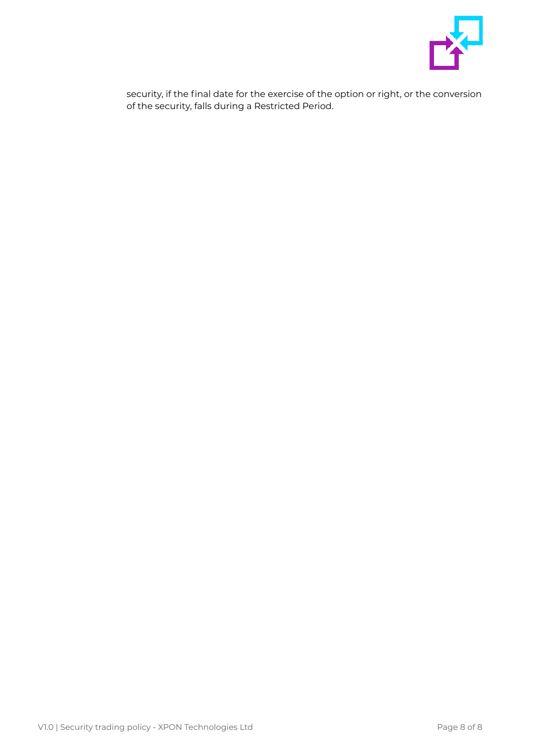security, if the final date for the exercise of the option or right, or the conversion of the security, falls during a Restricted Period.